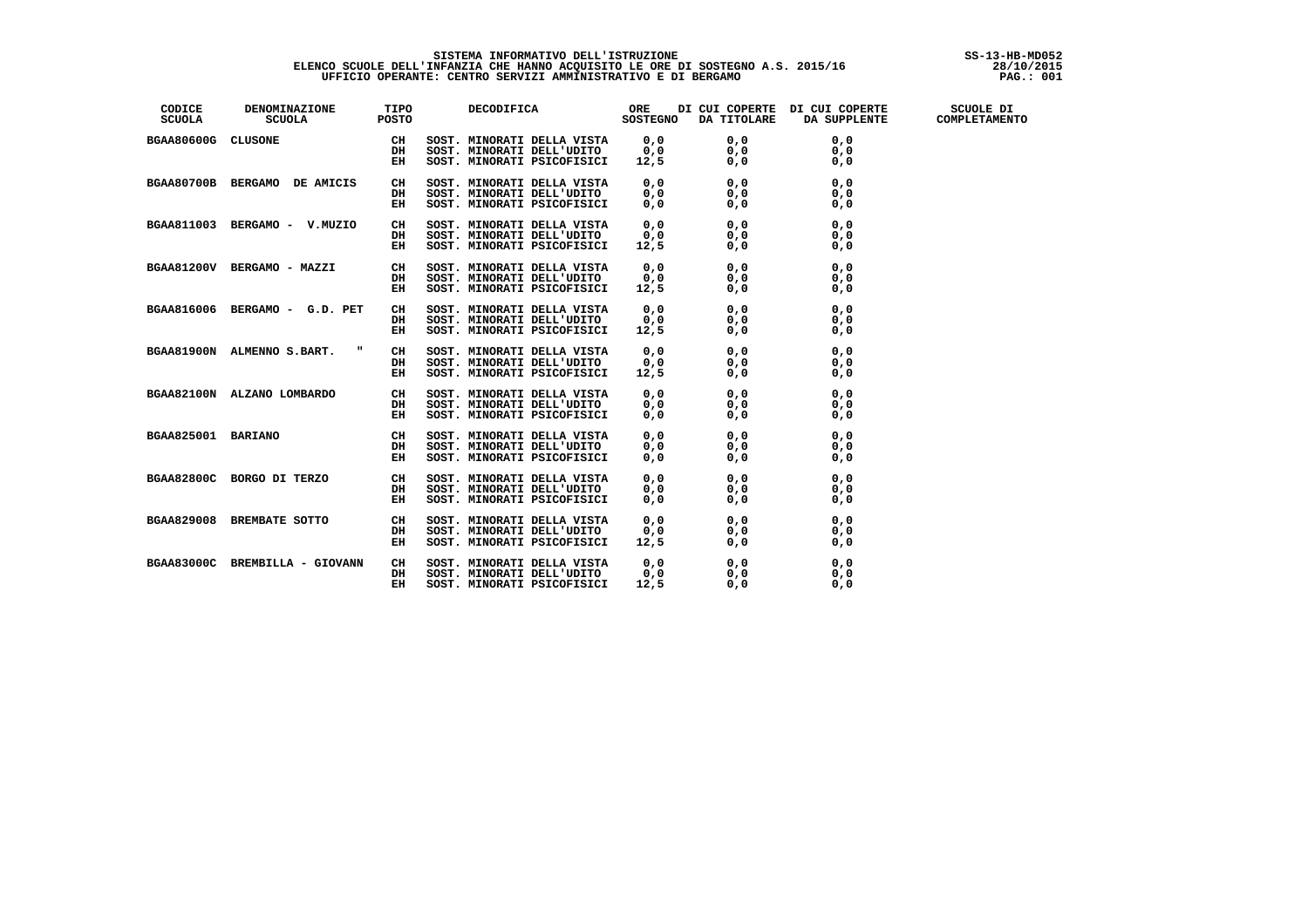SISTEMA INFORMATIVO DELL'ISTRUZIONE
ELENCO SCUOLE DELL'INFANZIA CHE HANNO ACQUISITO LE ORE DI SOSTEGNO A.S. 2015/16
UFFICIO OPERANTE: CENTRO SERVIZI AMMINISTRATIVO E DI BERGAMO

SS-13-HB-MD052
28/10/2015

| CODICE SCUOLA | DENOMINAZIONE SCUOLA | TIPO POSTO | DECODIFICA | ORE SOSTEGNO | DI CUI COPERTE DA TITOLARE | DI CUI COPERTE DA SUPPLENTE | SCUOLE DI COMPLETAMENTO |
|---|---|---|---|---|---|---|---|
| BGAA80600G | CLUSONE | CH | SOST. MINORATI DELLA VISTA | 0,0 | 0,0 | 0,0 | |
| | | DH | SOST. MINORATI DELL'UDITO | 0,0 | 0,0 | 0,0 | |
| | | EH | SOST. MINORATI PSICOFISICI | 12,5 | 0,0 | 0,0 | |
| BGAA80700B | BERGAMO DE AMICIS | CH | SOST. MINORATI DELLA VISTA | 0,0 | 0,0 | 0,0 | |
| | | DH | SOST. MINORATI DELL'UDITO | 0,0 | 0,0 | 0,0 | |
| | | EH | SOST. MINORATI PSICOFISICI | 0,0 | 0,0 | 0,0 | |
| BGAA811003 | BERGAMO - V.MUZIO | CH | SOST. MINORATI DELLA VISTA | 0,0 | 0,0 | 0,0 | |
| | | DH | SOST. MINORATI DELL'UDITO | 0,0 | 0,0 | 0,0 | |
| | | EH | SOST. MINORATI PSICOFISICI | 12,5 | 0,0 | 0,0 | |
| BGAA81200V | BERGAMO - MAZZI | CH | SOST. MINORATI DELLA VISTA | 0,0 | 0,0 | 0,0 | |
| | | DH | SOST. MINORATI DELL'UDITO | 0,0 | 0,0 | 0,0 | |
| | | EH | SOST. MINORATI PSICOFISICI | 12,5 | 0,0 | 0,0 | |
| BGAA816006 | BERGAMO - G.D. PET | CH | SOST. MINORATI DELLA VISTA | 0,0 | 0,0 | 0,0 | |
| | | DH | SOST. MINORATI DELL'UDITO | 0,0 | 0,0 | 0,0 | |
| | | EH | SOST. MINORATI PSICOFISICI | 12,5 | 0,0 | 0,0 | |
| BGAA81900N | ALMENNO S.BART. " | CH | SOST. MINORATI DELLA VISTA | 0,0 | 0,0 | 0,0 | |
| | | DH | SOST. MINORATI DELL'UDITO | 0,0 | 0,0 | 0,0 | |
| | | EH | SOST. MINORATI PSICOFISICI | 12,5 | 0,0 | 0,0 | |
| BGAA82100N | ALZANO LOMBARDO | CH | SOST. MINORATI DELLA VISTA | 0,0 | 0,0 | 0,0 | |
| | | DH | SOST. MINORATI DELL'UDITO | 0,0 | 0,0 | 0,0 | |
| | | EH | SOST. MINORATI PSICOFISICI | 0,0 | 0,0 | 0,0 | |
| BGAA825001 | BARIANO | CH | SOST. MINORATI DELLA VISTA | 0,0 | 0,0 | 0,0 | |
| | | DH | SOST. MINORATI DELL'UDITO | 0,0 | 0,0 | 0,0 | |
| | | EH | SOST. MINORATI PSICOFISICI | 0,0 | 0,0 | 0,0 | |
| BGAA82800C | BORGO DI TERZO | CH | SOST. MINORATI DELLA VISTA | 0,0 | 0,0 | 0,0 | |
| | | DH | SOST. MINORATI DELL'UDITO | 0,0 | 0,0 | 0,0 | |
| | | EH | SOST. MINORATI PSICOFISICI | 0,0 | 0,0 | 0,0 | |
| BGAA829008 | BREMBATE SOTTO | CH | SOST. MINORATI DELLA VISTA | 0,0 | 0,0 | 0,0 | |
| | | DH | SOST. MINORATI DELL'UDITO | 0,0 | 0,0 | 0,0 | |
| | | EH | SOST. MINORATI PSICOFISICI | 12,5 | 0,0 | 0,0 | |
| BGAA83000C | BREMBILLA - GIOVANN | CH | SOST. MINORATI DELLA VISTA | 0,0 | 0,0 | 0,0 | |
| | | DH | SOST. MINORATI DELL'UDITO | 0,0 | 0,0 | 0,0 | |
| | | EH | SOST. MINORATI PSICOFISICI | 12,5 | 0,0 | 0,0 | |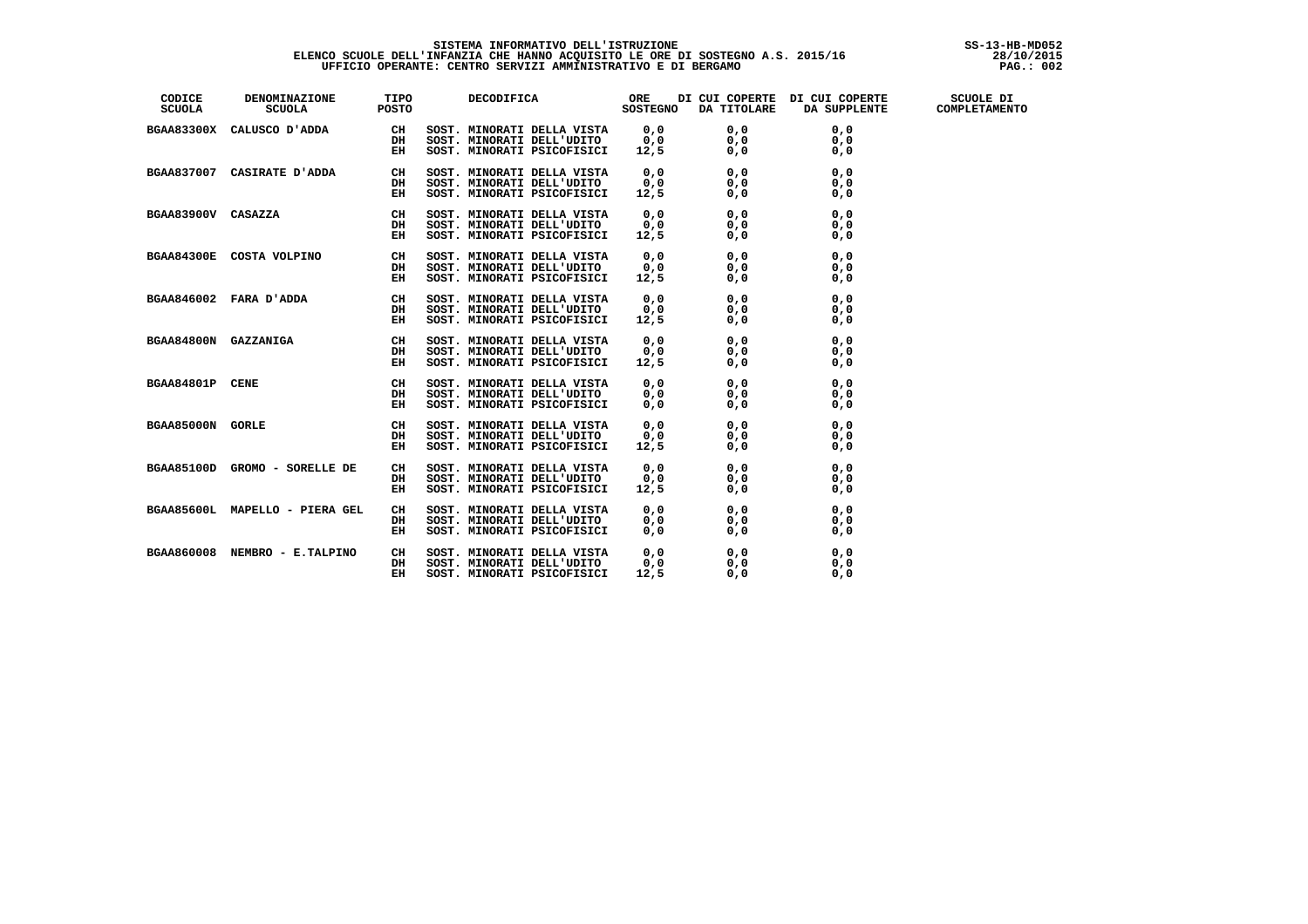# SISTEMA INFORMATIVO DELL'ISTRUZIONE

## ELENCO SCUOLE DELL'INFANZIA CHE HANNO ACQUISITO LE ORE DI SOSTEGNO A.S. 2015/16

### UFFICIO OPERANTE: CENTRO SERVIZI AMMINISTRATIVO E DI BERGAMO

SS-13-HB-MD052
28/10/2015

| CODICE SCUOLA | DENOMINAZIONE SCUOLA | TIPO POSTO | DECODIFICA | ORE SOSTEGNO | DI CUI COPERTE DA TITOLARE | DI CUI COPERTE DA SUPPLENTE | SCUOLE DI COMPLETAMENTO |
|---|---|---|---|---|---|---|---|
| BGAA83300X | CALUSCO D'ADDA | CH | SOST. MINORATI DELLA VISTA | 0,0 | 0,0 | 0,0 | |
| | | DH | SOST. MINORATI DELL'UDITO | 0,0 | 0,0 | 0,0 | |
| | | EH | SOST. MINORATI PSICOFISICI | 12,5 | 0,0 | 0,0 | |
| BGAA837007 | CASIRATE D'ADDA | CH | SOST. MINORATI DELLA VISTA | 0,0 | 0,0 | 0,0 | |
| | | DH | SOST. MINORATI DELL'UDITO | 0,0 | 0,0 | 0,0 | |
| | | EH | SOST. MINORATI PSICOFISICI | 12,5 | 0,0 | 0,0 | |
| BGAA83900V | CASAZZA | CH | SOST. MINORATI DELLA VISTA | 0,0 | 0,0 | 0,0 | |
| | | DH | SOST. MINORATI DELL'UDITO | 0,0 | 0,0 | 0,0 | |
| | | EH | SOST. MINORATI PSICOFISICI | 12,5 | 0,0 | 0,0 | |
| BGAA84300E | COSTA VOLPINO | CH | SOST. MINORATI DELLA VISTA | 0,0 | 0,0 | 0,0 | |
| | | DH | SOST. MINORATI DELL'UDITO | 0,0 | 0,0 | 0,0 | |
| | | EH | SOST. MINORATI PSICOFISICI | 12,5 | 0,0 | 0,0 | |
| BGAA846002 | FARA D'ADDA | CH | SOST. MINORATI DELLA VISTA | 0,0 | 0,0 | 0,0 | |
| | | DH | SOST. MINORATI DELL'UDITO | 0,0 | 0,0 | 0,0 | |
| | | EH | SOST. MINORATI PSICOFISICI | 12,5 | 0,0 | 0,0 | |
| BGAA84800N | GAZZANIGA | CH | SOST. MINORATI DELLA VISTA | 0,0 | 0,0 | 0,0 | |
| | | DH | SOST. MINORATI DELL'UDITO | 0,0 | 0,0 | 0,0 | |
| | | EH | SOST. MINORATI PSICOFISICI | 12,5 | 0,0 | 0,0 | |
| BGAA84801P | CENE | CH | SOST. MINORATI DELLA VISTA | 0,0 | 0,0 | 0,0 | |
| | | DH | SOST. MINORATI DELL'UDITO | 0,0 | 0,0 | 0,0 | |
| | | EH | SOST. MINORATI PSICOFISICI | 0,0 | 0,0 | 0,0 | |
| BGAA85000N | GORLE | CH | SOST. MINORATI DELLA VISTA | 0,0 | 0,0 | 0,0 | |
| | | DH | SOST. MINORATI DELL'UDITO | 0,0 | 0,0 | 0,0 | |
| | | EH | SOST. MINORATI PSICOFISICI | 12,5 | 0,0 | 0,0 | |
| BGAA85100D | GROMO - SORELLE DE | CH | SOST. MINORATI DELLA VISTA | 0,0 | 0,0 | 0,0 | |
| | | DH | SOST. MINORATI DELL'UDITO | 0,0 | 0,0 | 0,0 | |
| | | EH | SOST. MINORATI PSICOFISICI | 12,5 | 0,0 | 0,0 | |
| BGAA85600L | MAPELLO - PIERA GEL | CH | SOST. MINORATI DELLA VISTA | 0,0 | 0,0 | 0,0 | |
| | | DH | SOST. MINORATI DELL'UDITO | 0,0 | 0,0 | 0,0 | |
| | | EH | SOST. MINORATI PSICOFISICI | 0,0 | 0,0 | 0,0 | |
| BGAA860008 | NEMBRO - E.TALPINO | CH | SOST. MINORATI DELLA VISTA | 0,0 | 0,0 | 0,0 | |
| | | DH | SOST. MINORATI DELL'UDITO | 0,0 | 0,0 | 0,0 | |
| | | EH | SOST. MINORATI PSICOFISICI | 12,5 | 0,0 | 0,0 | |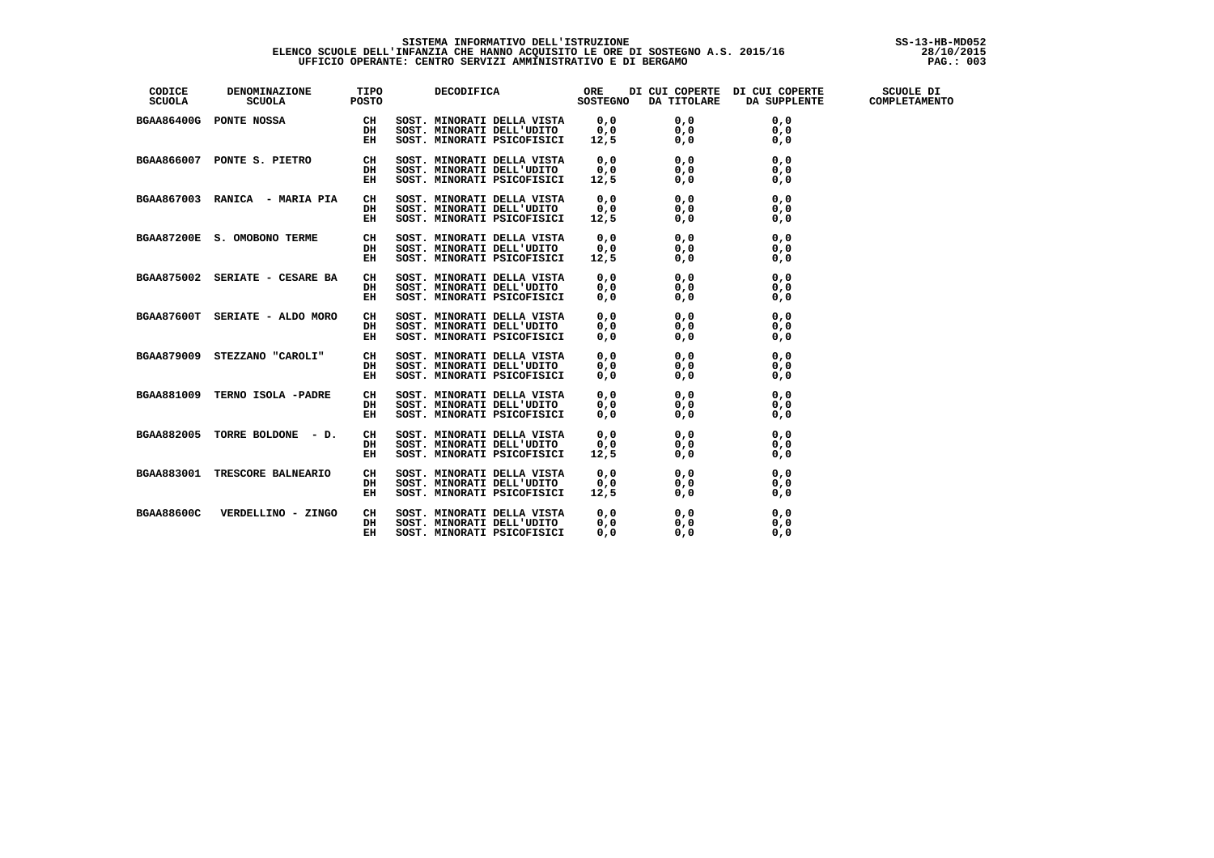| CODICE SCUOLA | DENOMINAZIONE SCUOLA | TIPO POSTO | DECODIFICA | ORE SOSTEGNO | DI CUI COPERTE DA TITOLARE | DI CUI COPERTE DA SUPPLENTE | SCUOLE DI COMPLETAMENTO |
|---|---|---|---|---|---|---|---|
| BGAA86400G | PONTE NOSSA | CH | SOST. MINORATI DELLA VISTA | 0,0 | 0,0 | 0,0 | |
| | | DH | SOST. MINORATI DELL'UDITO | 0,0 | 0,0 | 0,0 | |
| | | EH | SOST. MINORATI PSICOFISICI | 12,5 | 0,0 | 0,0 | |
| BGAA866007 | PONTE S. PIETRO | CH | SOST. MINORATI DELLA VISTA | 0,0 | 0,0 | 0,0 | |
| | | DH | SOST. MINORATI DELL'UDITO | 0,0 | 0,0 | 0,0 | |
| | | EH | SOST. MINORATI PSICOFISICI | 12,5 | 0,0 | 0,0 | |
| BGAA867003 | RANICA - MARIA PIA | CH | SOST. MINORATI DELLA VISTA | 0,0 | 0,0 | 0,0 | |
| | | DH | SOST. MINORATI DELL'UDITO | 0,0 | 0,0 | 0,0 | |
| | | EH | SOST. MINORATI PSICOFISICI | 12,5 | 0,0 | 0,0 | |
| BGAA87200E | S. OMOBONO TERME | CH | SOST. MINORATI DELLA VISTA | 0,0 | 0,0 | 0,0 | |
| | | DH | SOST. MINORATI DELL'UDITO | 0,0 | 0,0 | 0,0 | |
| | | EH | SOST. MINORATI PSICOFISICI | 12,5 | 0,0 | 0,0 | |
| BGAA875002 | SERIATE - CESARE BA | CH | SOST. MINORATI DELLA VISTA | 0,0 | 0,0 | 0,0 | |
| | | DH | SOST. MINORATI DELL'UDITO | 0,0 | 0,0 | 0,0 | |
| | | EH | SOST. MINORATI PSICOFISICI | 0,0 | 0,0 | 0,0 | |
| BGAA87600T | SERIATE - ALDO MORO | CH | SOST. MINORATI DELLA VISTA | 0,0 | 0,0 | 0,0 | |
| | | DH | SOST. MINORATI DELL'UDITO | 0,0 | 0,0 | 0,0 | |
| | | EH | SOST. MINORATI PSICOFISICI | 0,0 | 0,0 | 0,0 | |
| BGAA879009 | STEZZANO "CAROLI" | CH | SOST. MINORATI DELLA VISTA | 0,0 | 0,0 | 0,0 | |
| | | DH | SOST. MINORATI DELL'UDITO | 0,0 | 0,0 | 0,0 | |
| | | EH | SOST. MINORATI PSICOFISICI | 0,0 | 0,0 | 0,0 | |
| BGAA881009 | TERNO ISOLA -PADRE | CH | SOST. MINORATI DELLA VISTA | 0,0 | 0,0 | 0,0 | |
| | | DH | SOST. MINORATI DELL'UDITO | 0,0 | 0,0 | 0,0 | |
| | | EH | SOST. MINORATI PSICOFISICI | 0,0 | 0,0 | 0,0 | |
| BGAA882005 | TORRE BOLDONE - D. | CH | SOST. MINORATI DELLA VISTA | 0,0 | 0,0 | 0,0 | |
| | | DH | SOST. MINORATI DELL'UDITO | 0,0 | 0,0 | 0,0 | |
| | | EH | SOST. MINORATI PSICOFISICI | 12,5 | 0,0 | 0,0 | |
| BGAA883001 | TRESCORE BALNEARIO | CH | SOST. MINORATI DELLA VISTA | 0,0 | 0,0 | 0,0 | |
| | | DH | SOST. MINORATI DELL'UDITO | 0,0 | 0,0 | 0,0 | |
| | | EH | SOST. MINORATI PSICOFISICI | 12,5 | 0,0 | 0,0 | |
| BGAA88600C | VERDELLINO - ZINGO | CH | SOST. MINORATI DELLA VISTA | 0,0 | 0,0 | 0,0 | |
| | | DH | SOST. MINORATI DELL'UDITO | 0,0 | 0,0 | 0,0 | |
| | | EH | SOST. MINORATI PSICOFISICI | 0,0 | 0,0 | 0,0 | |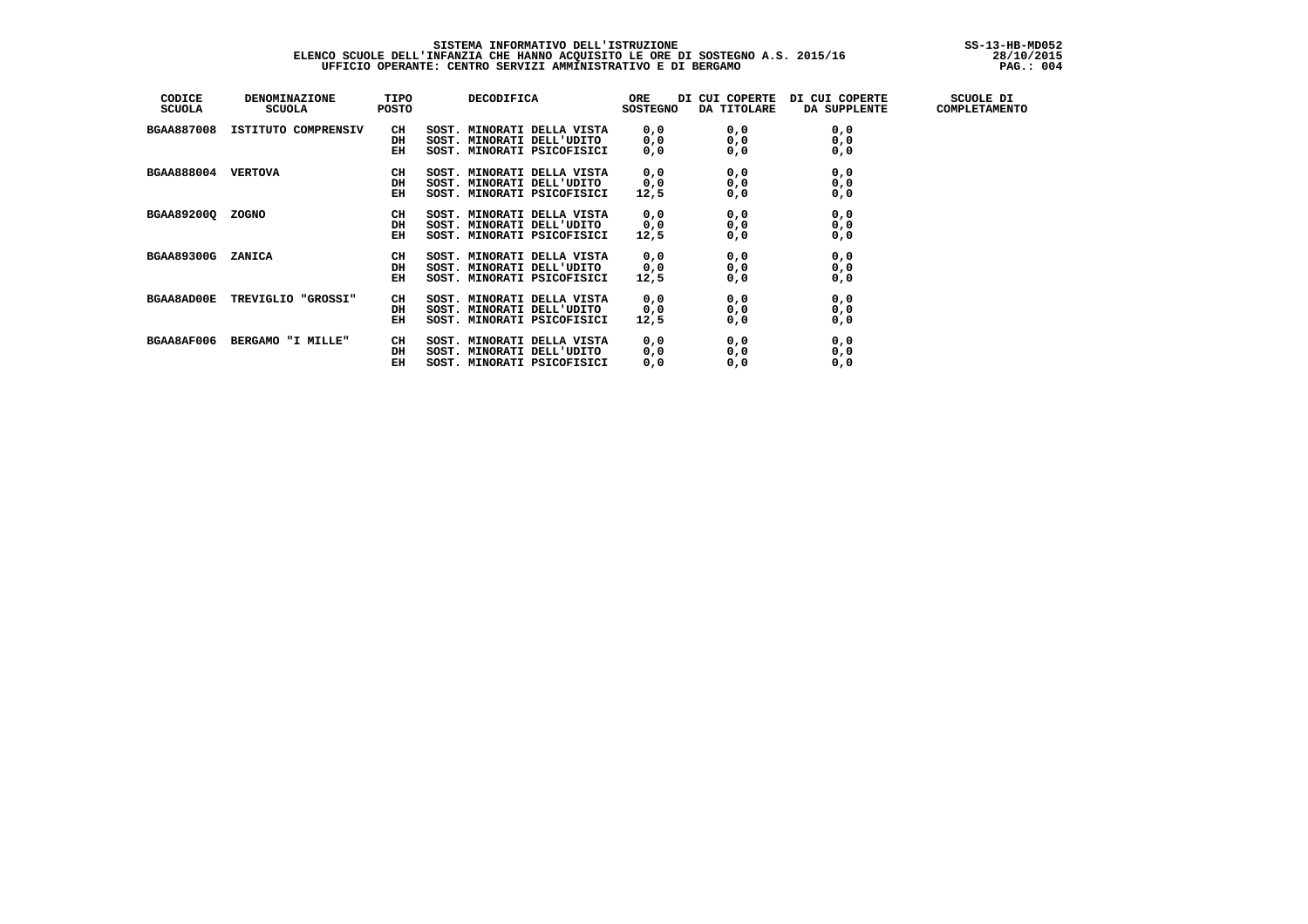**SISTEMA INFORMATIVO DELL'ISTRUZIONE**
**ELENCO SCUOLE DELL'INFANZIA CHE HANNO ACQUISITO LE ORE DI SOSTEGNO A.S. 2015/16**
**UFFICIO OPERANTE: CENTRO SERVIZI AMMINISTRATIVO E DI BERGAMO**

SS-13-HB-MD052
28/10/2015

| CODICE SCUOLA | DENOMINAZIONE SCUOLA | TIPO POSTO | DECODIFICA | ORE SOSTEGNO | DI CUI COPERTE DA TITOLARE | DI CUI COPERTE DA SUPPLENTE | SCUOLE DI COMPLETAMENTO |
|---|---|---|---|---|---|---|---|
| BGAA887008 | ISTITUTO COMPRENSIV | CH | SOST. MINORATI DELLA VISTA | 0,0 | 0,0 | 0,0 | |
| | | DH | SOST. MINORATI DELL'UDITO | 0,0 | 0,0 | 0,0 | |
| | | EH | SOST. MINORATI PSICOFISICI | 0,0 | 0,0 | 0,0 | |
| BGAA888004 | VERTOVA | CH | SOST. MINORATI DELLA VISTA | 0,0 | 0,0 | 0,0 | |
| | | DH | SOST. MINORATI DELL'UDITO | 0,0 | 0,0 | 0,0 | |
| | | EH | SOST. MINORATI PSICOFISICI | 12,5 | 0,0 | 0,0 | |
| BGAA89200Q | ZOGNO | CH | SOST. MINORATI DELLA VISTA | 0,0 | 0,0 | 0,0 | |
| | | DH | SOST. MINORATI DELL'UDITO | 0,0 | 0,0 | 0,0 | |
| | | EH | SOST. MINORATI PSICOFISICI | 12,5 | 0,0 | 0,0 | |
| BGAA89300G | ZANICA | CH | SOST. MINORATI DELLA VISTA | 0,0 | 0,0 | 0,0 | |
| | | DH | SOST. MINORATI DELL'UDITO | 0,0 | 0,0 | 0,0 | |
| | | EH | SOST. MINORATI PSICOFISICI | 12,5 | 0,0 | 0,0 | |
| BGAA8AD00E | TREVIGLIO "GROSSI" | CH | SOST. MINORATI DELLA VISTA | 0,0 | 0,0 | 0,0 | |
| | | DH | SOST. MINORATI DELL'UDITO | 0,0 | 0,0 | 0,0 | |
| | | EH | SOST. MINORATI PSICOFISICI | 12,5 | 0,0 | 0,0 | |
| BGAA8AF006 | BERGAMO "I MILLE" | CH | SOST. MINORATI DELLA VISTA | 0,0 | 0,0 | 0,0 | |
| | | DH | SOST. MINORATI DELL'UDITO | 0,0 | 0,0 | 0,0 | |
| | | EH | SOST. MINORATI PSICOFISICI | 0,0 | 0,0 | 0,0 | |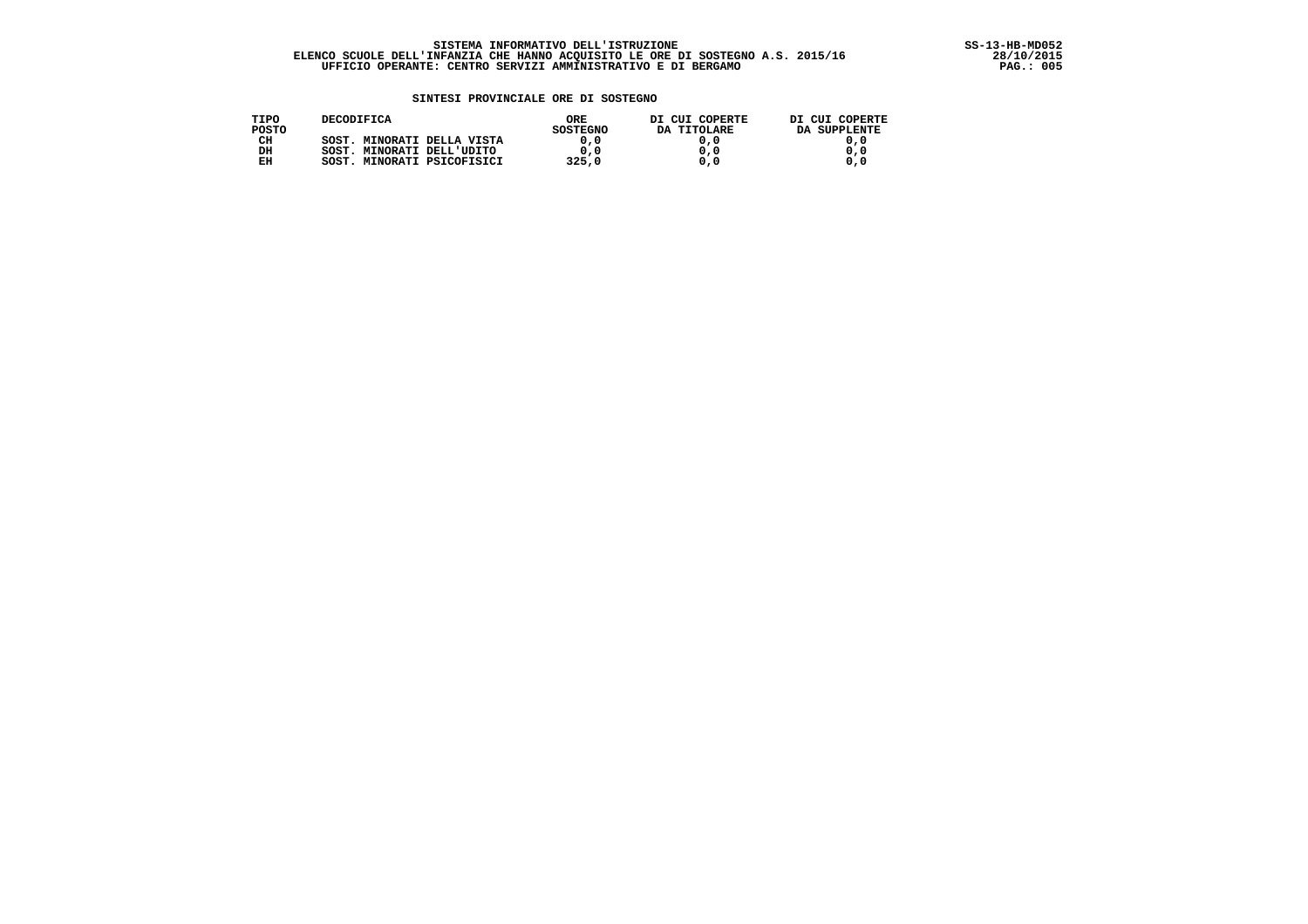## SINTESI PROVINCIALE ORE DI SOSTEGNO

| TIPO POSTO | DECODIFICA | ORE SOSTEGNO | DI CUI COPERTE DA TITOLARE | DI CUI COPERTE DA SUPPLENTE |
|---|---|---|---|---|
| CH | SOST. MINORATI DELLA VISTA | 0,0 | 0,0 | 0,0 |
| DH | SOST. MINORATI DELL'UDITO | 0,0 | 0,0 | 0,0 |
| EH | SOST. MINORATI PSICOFISICI | 325,0 | 0,0 | 0,0 |